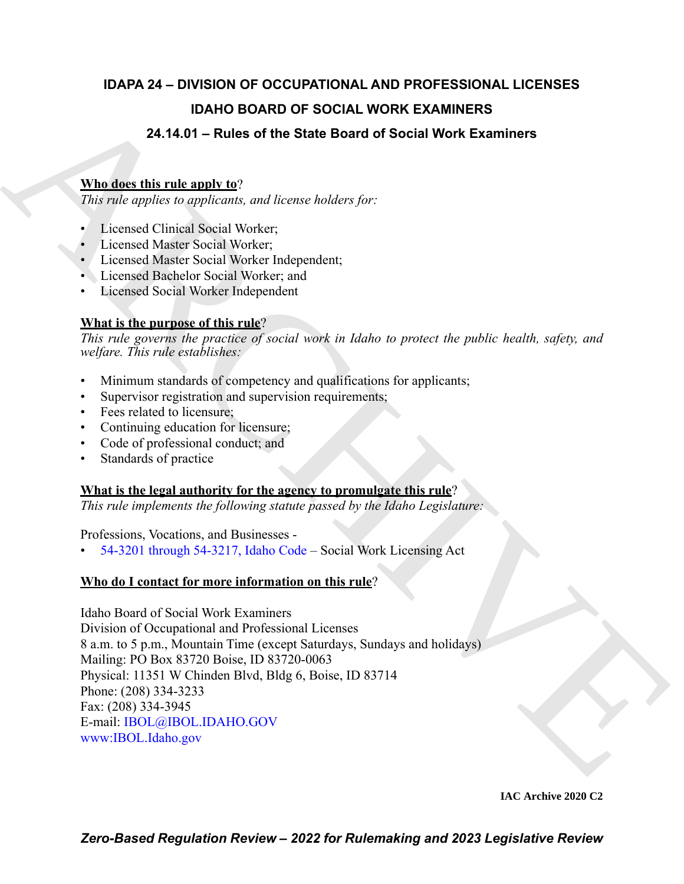# IDAPA 24 – DIVISION OF OCCUPATIONAL AND PROFESSIONAL LICENSES

## IDAHO BOARD OF SOCIAL WORK EXAMINERS

## 24.14.01 – Rules of the State Board of Social Work Examiners

**Who does this rule apply to**?

*This rule applies to applicants, and license holders for:*

- Licensed Clinical Social Worker;
- Licensed Master Social Worker;
- Licensed Master Social Worker Independent;
- Licensed Bachelor Social Worker; and
- Licensed Social Worker Independent

**What is the purpose of this rule**?

*This rule governs the practice of social work in Idaho to protect the public health, safety, and welfare. This rule establishes:*

- Minimum standards of competency and qualifications for applicants;
- Supervisor registration and supervision requirements;
- Fees related to licensure;
- Continuing education for licensure;
- Code of professional conduct; and
- Standards of practice

**What is the legal authority for the agency to promulgate this rule**?

*This rule implements the following statute passed by the Idaho Legislature:*

Professions, Vocations, and Businesses -

- 54-3201 through 54-3217, Idaho Code – Social Work Licensing Act

**Who do I contact for more information on this rule**?

Idaho Board of Social Work Examiners
Division of Occupational and Professional Licenses
8 a.m. to 5 p.m., Mountain Time (except Saturdays, Sundays and holidays)
Mailing: PO Box 83720 Boise, ID 83720-0063
Physical: 11351 W Chinden Blvd, Bldg 6, Boise, ID 83714
Phone: (208) 334-3233
Fax: (208) 334-3945
E-mail: IBOL@IBOL.IDAHO.GOV
www:IBOL.Idaho.gov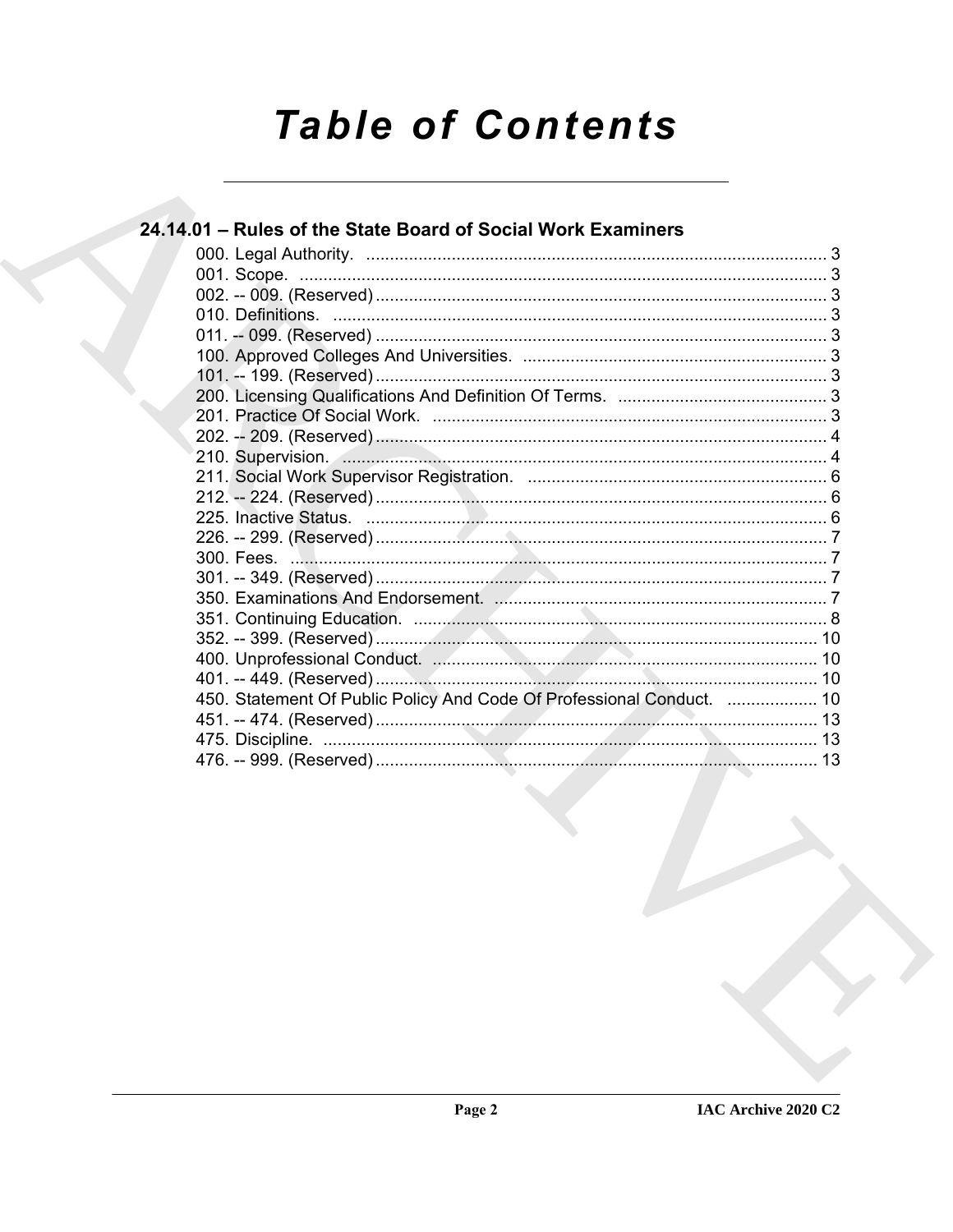# Table of Contents

## 24.14.01 – Rules of the State Board of Social Work Examiners

000. Legal Authority. .................................................................................. 3
001. Scope. .................................................................................. 3
002. -- 009. (Reserved) .................................................................................. 3
010. Definitions. .................................................................................. 3
011. -- 099. (Reserved) .................................................................................. 3
100. Approved Colleges And Universities. .................................................................................. 3
101. -- 199. (Reserved) .................................................................................. 3
200. Licensing Qualifications And Definition Of Terms. .................................................................................. 3
201. Practice Of Social Work. .................................................................................. 3
202. -- 209. (Reserved) .................................................................................. 4
210. Supervision. .................................................................................. 4
211. Social Work Supervisor Registration. .................................................................................. 6
212. -- 224. (Reserved) .................................................................................. 6
225. Inactive Status. .................................................................................. 6
226. -- 299. (Reserved) .................................................................................. 7
300. Fees. .................................................................................. 7
301. -- 349. (Reserved) .................................................................................. 7
350. Examinations And Endorsement. .................................................................................. 7
351. Continuing Education. .................................................................................. 8
352. -- 399. (Reserved) .................................................................................. 10
400. Unprofessional Conduct. .................................................................................. 10
401. -- 449. (Reserved) .................................................................................. 10
450. Statement Of Public Policy And Code Of Professional Conduct. .................................................................................. 10
451. -- 474. (Reserved) .................................................................................. 13
475. Discipline. .................................................................................. 13
476. -- 999. (Reserved) .................................................................................. 13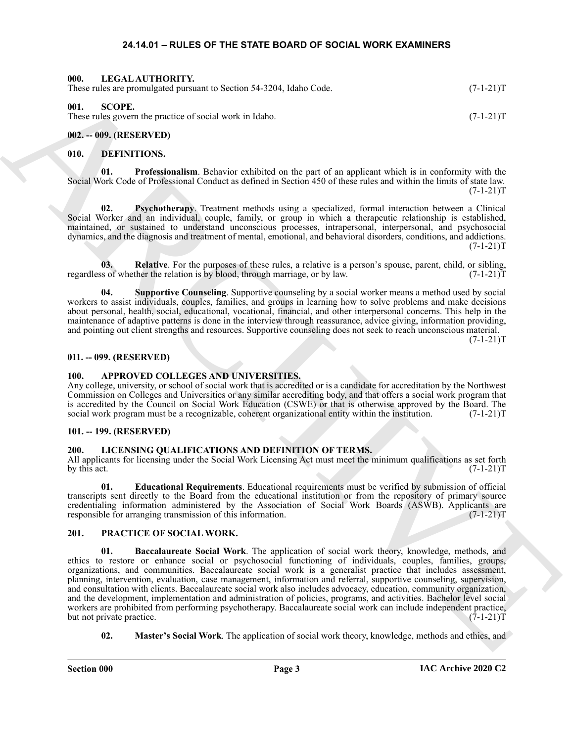# 24.14.01 – RULES OF THE STATE BOARD OF SOCIAL WORK EXAMINERS

### 000. LEGAL AUTHORITY.

These rules are promulgated pursuant to Section 54-3204, Idaho Code. (7-1-21)T

### 001. SCOPE.

These rules govern the practice of social work in Idaho. (7-1-21)T

### 002. -- 009. (RESERVED)

### 010. DEFINITIONS.

**01. Professionalism**. Behavior exhibited on the part of an applicant which is in conformity with the Social Work Code of Professional Conduct as defined in Section 450 of these rules and within the limits of state law. (7-1-21)T

**02. Psychotherapy**. Treatment methods using a specialized, formal interaction between a Clinical Social Worker and an individual, couple, family, or group in which a therapeutic relationship is established, maintained, or sustained to understand unconscious processes, intrapersonal, interpersonal, and psychosocial dynamics, and the diagnosis and treatment of mental, emotional, and behavioral disorders, conditions, and addictions. (7-1-21)T

**03. Relative**. For the purposes of these rules, a relative is a person's spouse, parent, child, or sibling, regardless of whether the relation is by blood, through marriage, or by law. (7-1-21)T

**04. Supportive Counseling**. Supportive counseling by a social worker means a method used by social workers to assist individuals, couples, families, and groups in learning how to solve problems and make decisions about personal, health, social, educational, vocational, financial, and other interpersonal concerns. This help in the maintenance of adaptive patterns is done in the interview through reassurance, advice giving, information providing, and pointing out client strengths and resources. Supportive counseling does not seek to reach unconscious material. (7-1-21)T

### 011. -- 099. (RESERVED)

### 100. APPROVED COLLEGES AND UNIVERSITIES.

Any college, university, or school of social work that is accredited or is a candidate for accreditation by the Northwest Commission on Colleges and Universities or any similar accrediting body, and that offers a social work program that is accredited by the Council on Social Work Education (CSWE) or that is otherwise approved by the Board. The social work program must be a recognizable, coherent organizational entity within the institution. (7-1-21)T

### 101. -- 199. (RESERVED)

### 200. LICENSING QUALIFICATIONS AND DEFINITION OF TERMS.

All applicants for licensing under the Social Work Licensing Act must meet the minimum qualifications as set forth by this act. (7-1-21)T

**01. Educational Requirements**. Educational requirements must be verified by submission of official transcripts sent directly to the Board from the educational institution or from the repository of primary source credentialing information administered by the Association of Social Work Boards (ASWB). Applicants are responsible for arranging transmission of this information. (7-1-21)T

### 201. PRACTICE OF SOCIAL WORK.

**01. Baccalaureate Social Work**. The application of social work theory, knowledge, methods, and ethics to restore or enhance social or psychosocial functioning of individuals, couples, families, groups, organizations, and communities. Baccalaureate social work is a generalist practice that includes assessment, planning, intervention, evaluation, case management, information and referral, supportive counseling, supervision, and consultation with clients. Baccalaureate social work also includes advocacy, education, community organization, and the development, implementation and administration of policies, programs, and activities. Bachelor level social workers are prohibited from performing psychotherapy. Baccalaureate social work can include independent practice, but not private practice. (7-1-21)T

**02. Master's Social Work**. The application of social work theory, knowledge, methods and ethics, and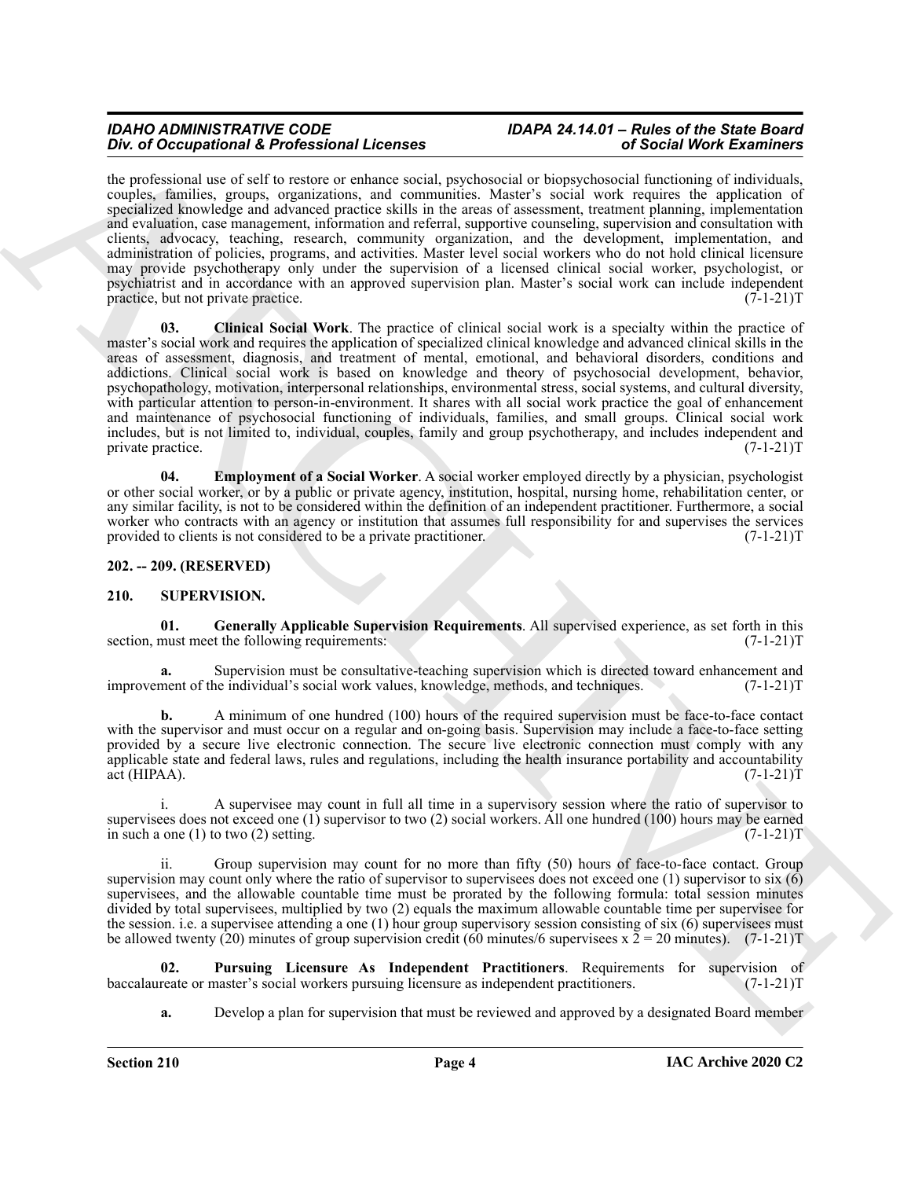the professional use of self to restore or enhance social, psychosocial or biopsychosocial functioning of individuals, couples, families, groups, organizations, and communities. Master's social work requires the application of specialized knowledge and advanced practice skills in the areas of assessment, treatment planning, implementation and evaluation, case management, information and referral, supportive counseling, supervision and consultation with clients, advocacy, teaching, research, community organization, and the development, implementation, and administration of policies, programs, and activities. Master level social workers who do not hold clinical licensure may provide psychotherapy only under the supervision of a licensed clinical social worker, psychologist, or psychiatrist and in accordance with an approved supervision plan. Master's social work can include independent practice, but not private practice. (7-1-21)T

**03. Clinical Social Work**. The practice of clinical social work is a specialty within the practice of master's social work and requires the application of specialized clinical knowledge and advanced clinical skills in the areas of assessment, diagnosis, and treatment of mental, emotional, and behavioral disorders, conditions and addictions. Clinical social work is based on knowledge and theory of psychosocial development, behavior, psychopathology, motivation, interpersonal relationships, environmental stress, social systems, and cultural diversity, with particular attention to person-in-environment. It shares with all social work practice the goal of enhancement and maintenance of psychosocial functioning of individuals, families, and small groups. Clinical social work includes, but is not limited to, individual, couples, family and group psychotherapy, and includes independent and private practice. (7-1-21)T

**04. Employment of a Social Worker**. A social worker employed directly by a physician, psychologist or other social worker, or by a public or private agency, institution, hospital, nursing home, rehabilitation center, or any similar facility, is not to be considered within the definition of an independent practitioner. Furthermore, a social worker who contracts with an agency or institution that assumes full responsibility for and supervises the services provided to clients is not considered to be a private practitioner. (7-1-21)T

**202. -- 209. (RESERVED)**

**210. SUPERVISION.**

**01. Generally Applicable Supervision Requirements**. All supervised experience, as set forth in this section, must meet the following requirements: (7-1-21)T

**a.** Supervision must be consultative-teaching supervision which is directed toward enhancement and improvement of the individual's social work values, knowledge, methods, and techniques. (7-1-21)T

**b.** A minimum of one hundred (100) hours of the required supervision must be face-to-face contact with the supervisor and must occur on a regular and on-going basis. Supervision may include a face-to-face setting provided by a secure live electronic connection. The secure live electronic connection must comply with any applicable state and federal laws, rules and regulations, including the health insurance portability and accountability act (HIPAA). (7-1-21)T

i. A supervisee may count in full all time in a supervisory session where the ratio of supervisor to supervisees does not exceed one (1) supervisor to two (2) social workers. All one hundred (100) hours may be earned in such a one (1) to two (2) setting. (7-1-21)T

ii. Group supervision may count for no more than fifty (50) hours of face-to-face contact. Group supervision may count only where the ratio of supervisor to supervisees does not exceed one (1) supervisor to six (6) supervisees, and the allowable countable time must be prorated by the following formula: total session minutes divided by total supervisees, multiplied by two (2) equals the maximum allowable countable time per supervisee for the session. i.e. a supervisee attending a one (1) hour group supervisory session consisting of six (6) supervisees must be allowed twenty (20) minutes of group supervision credit (60 minutes/6 supervisees x 2 = 20 minutes). (7-1-21)T

**02. Pursuing Licensure As Independent Practitioners**. Requirements for supervision of baccalaureate or master's social workers pursuing licensure as independent practitioners. (7-1-21)T

**a.** Develop a plan for supervision that must be reviewed and approved by a designated Board member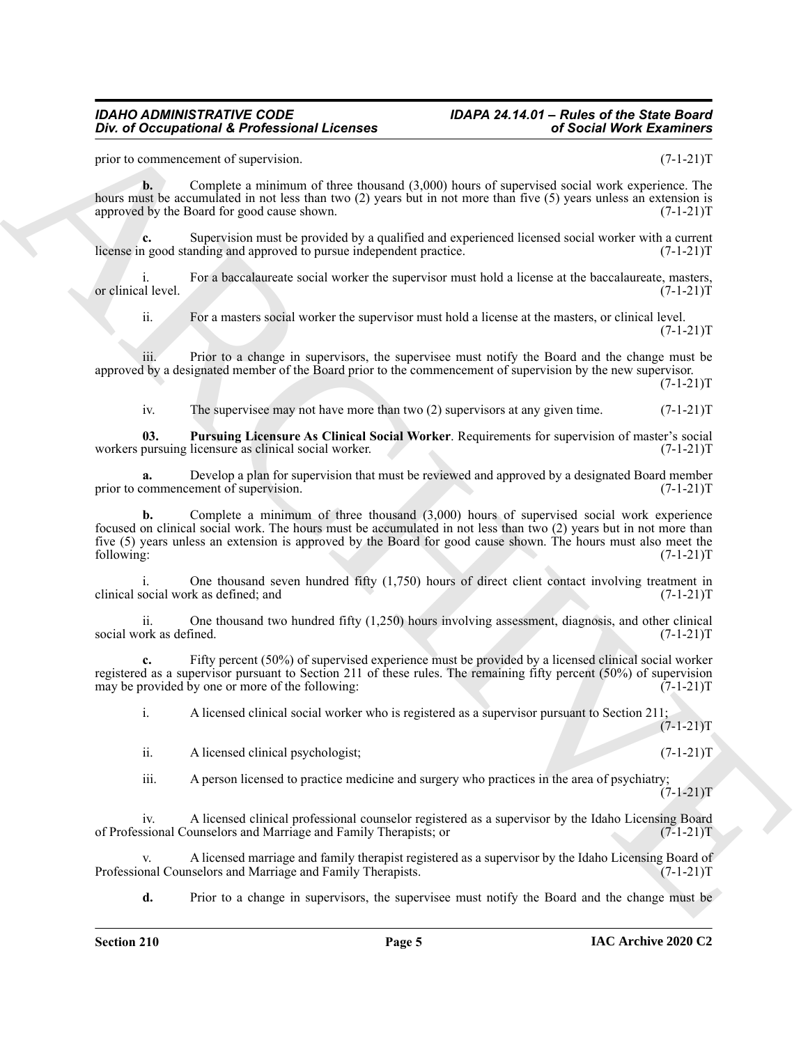prior to commencement of supervision. (7-1-21)T

**b.** Complete a minimum of three thousand (3,000) hours of supervised social work experience. The hours must be accumulated in not less than two (2) years but in not more than five (5) years unless an extension is approved by the Board for good cause shown. (7-1-21)T

**c.** Supervision must be provided by a qualified and experienced licensed social worker with a current license in good standing and approved to pursue independent practice. (7-1-21)T

i. For a baccalaureate social worker the supervisor must hold a license at the baccalaureate, masters, or clinical level. (7-1-21)T

ii. For a masters social worker the supervisor must hold a license at the masters, or clinical level. (7-1-21)T

iii. Prior to a change in supervisors, the supervisee must notify the Board and the change must be approved by a designated member of the Board prior to the commencement of supervision by the new supervisor. (7-1-21)T

iv. The supervisee may not have more than two (2) supervisors at any given time. (7-1-21)T

**03. Pursuing Licensure As Clinical Social Worker**. Requirements for supervision of master's social workers pursuing licensure as clinical social worker. (7-1-21)T

**a.** Develop a plan for supervision that must be reviewed and approved by a designated Board member prior to commencement of supervision. (7-1-21)T

**b.** Complete a minimum of three thousand (3,000) hours of supervised social work experience focused on clinical social work. The hours must be accumulated in not less than two (2) years but in not more than five (5) years unless an extension is approved by the Board for good cause shown. The hours must also meet the following: (7-1-21)T

i. One thousand seven hundred fifty (1,750) hours of direct client contact involving treatment in clinical social work as defined; and (7-1-21)T

ii. One thousand two hundred fifty (1,250) hours involving assessment, diagnosis, and other clinical social work as defined. (7-1-21)T

**c.** Fifty percent (50%) of supervised experience must be provided by a licensed clinical social worker registered as a supervisor pursuant to Section 211 of these rules. The remaining fifty percent (50%) of supervision may be provided by one or more of the following: (7-1-21)T

i. A licensed clinical social worker who is registered as a supervisor pursuant to Section 211; (7-1-21)T

ii. A licensed clinical psychologist; (7-1-21)T

iii. A person licensed to practice medicine and surgery who practices in the area of psychiatry; (7-1-21)T

iv. A licensed clinical professional counselor registered as a supervisor by the Idaho Licensing Board of Professional Counselors and Marriage and Family Therapists; or (7-1-21)T

v. A licensed marriage and family therapist registered as a supervisor by the Idaho Licensing Board of Professional Counselors and Marriage and Family Therapists. (7-1-21)T

**d.** Prior to a change in supervisors, the supervisee must notify the Board and the change must be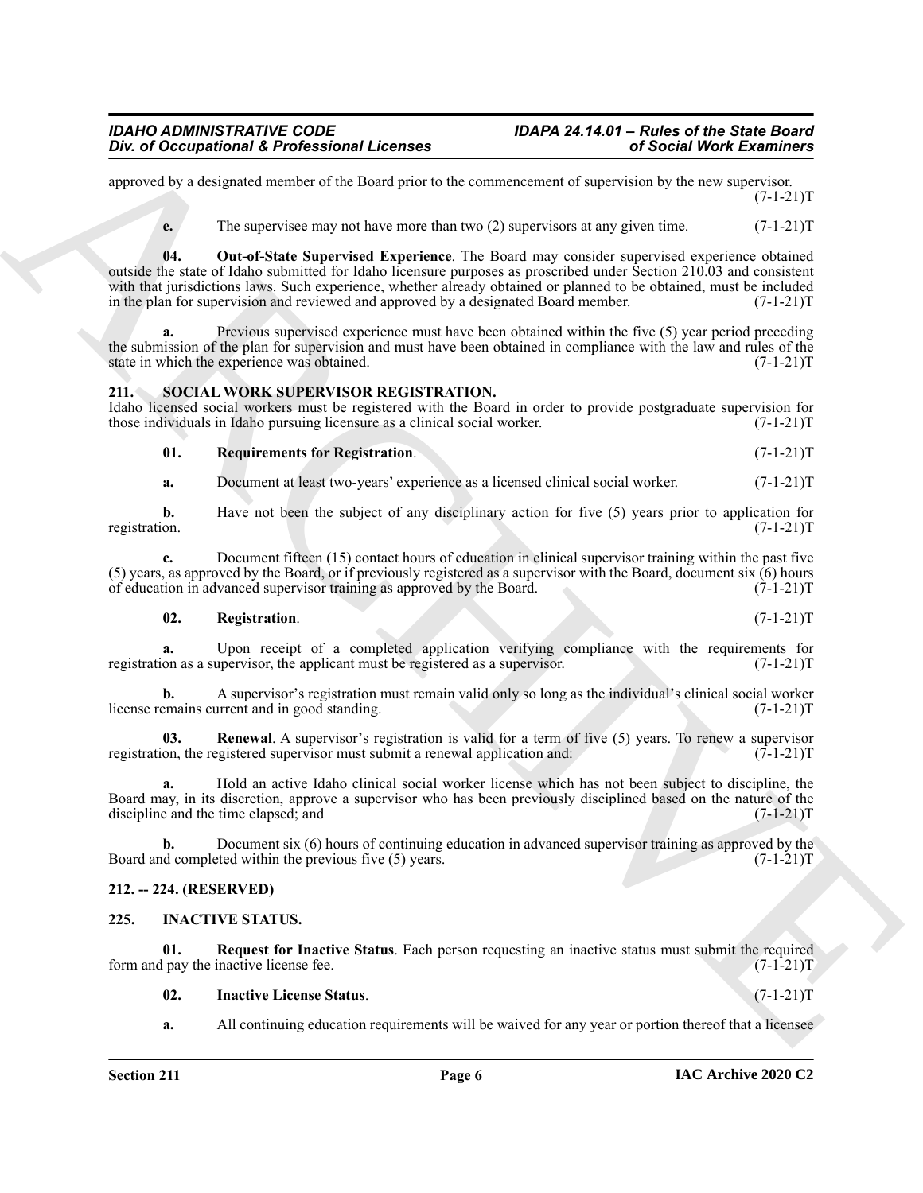approved by a designated member of the Board prior to the commencement of supervision by the new supervisor. (7-1-21)T

**e.** The supervisee may not have more than two (2) supervisors at any given time. (7-1-21)T

**04. Out-of-State Supervised Experience**. The Board may consider supervised experience obtained outside the state of Idaho submitted for Idaho licensure purposes as proscribed under Section 210.03 and consistent with that jurisdictions laws. Such experience, whether already obtained or planned to be obtained, must be included in the plan for supervision and reviewed and approved by a designated Board member. (7-1-21)T

**a.** Previous supervised experience must have been obtained within the five (5) year period preceding the submission of the plan for supervision and must have been obtained in compliance with the law and rules of the state in which the experience was obtained. (7-1-21)T

## 211. SOCIAL WORK SUPERVISOR REGISTRATION.

Idaho licensed social workers must be registered with the Board in order to provide postgraduate supervision for those individuals in Idaho pursuing licensure as a clinical social worker. (7-1-21)T

**01. Requirements for Registration**. (7-1-21)T

**a.** Document at least two-years' experience as a licensed clinical social worker. (7-1-21)T

**b.** Have not been the subject of any disciplinary action for five (5) years prior to application for registration. (7-1-21)T

**c.** Document fifteen (15) contact hours of education in clinical supervisor training within the past five (5) years, as approved by the Board, or if previously registered as a supervisor with the Board, document six (6) hours of education in advanced supervisor training as approved by the Board. (7-1-21)T

**02. Registration**. (7-1-21)T

**a.** Upon receipt of a completed application verifying compliance with the requirements for registration as a supervisor, the applicant must be registered as a supervisor. (7-1-21)T

**b.** A supervisor's registration must remain valid only so long as the individual's clinical social worker license remains current and in good standing. (7-1-21)T

**03. Renewal**. A supervisor's registration is valid for a term of five (5) years. To renew a supervisor registration, the registered supervisor must submit a renewal application and: (7-1-21)T

**a.** Hold an active Idaho clinical social worker license which has not been subject to discipline, the Board may, in its discretion, approve a supervisor who has been previously disciplined based on the nature of the discipline and the time elapsed; and (7-1-21)T

**b.** Document six (6) hours of continuing education in advanced supervisor training as approved by the Board and completed within the previous five (5) years. (7-1-21)T

## 212. -- 224. (RESERVED)

## 225. INACTIVE STATUS.

**01. Request for Inactive Status**. Each person requesting an inactive status must submit the required form and pay the inactive license fee. (7-1-21)T

**02. Inactive License Status**. (7-1-21)T

**a.** All continuing education requirements will be waived for any year or portion thereof that a licensee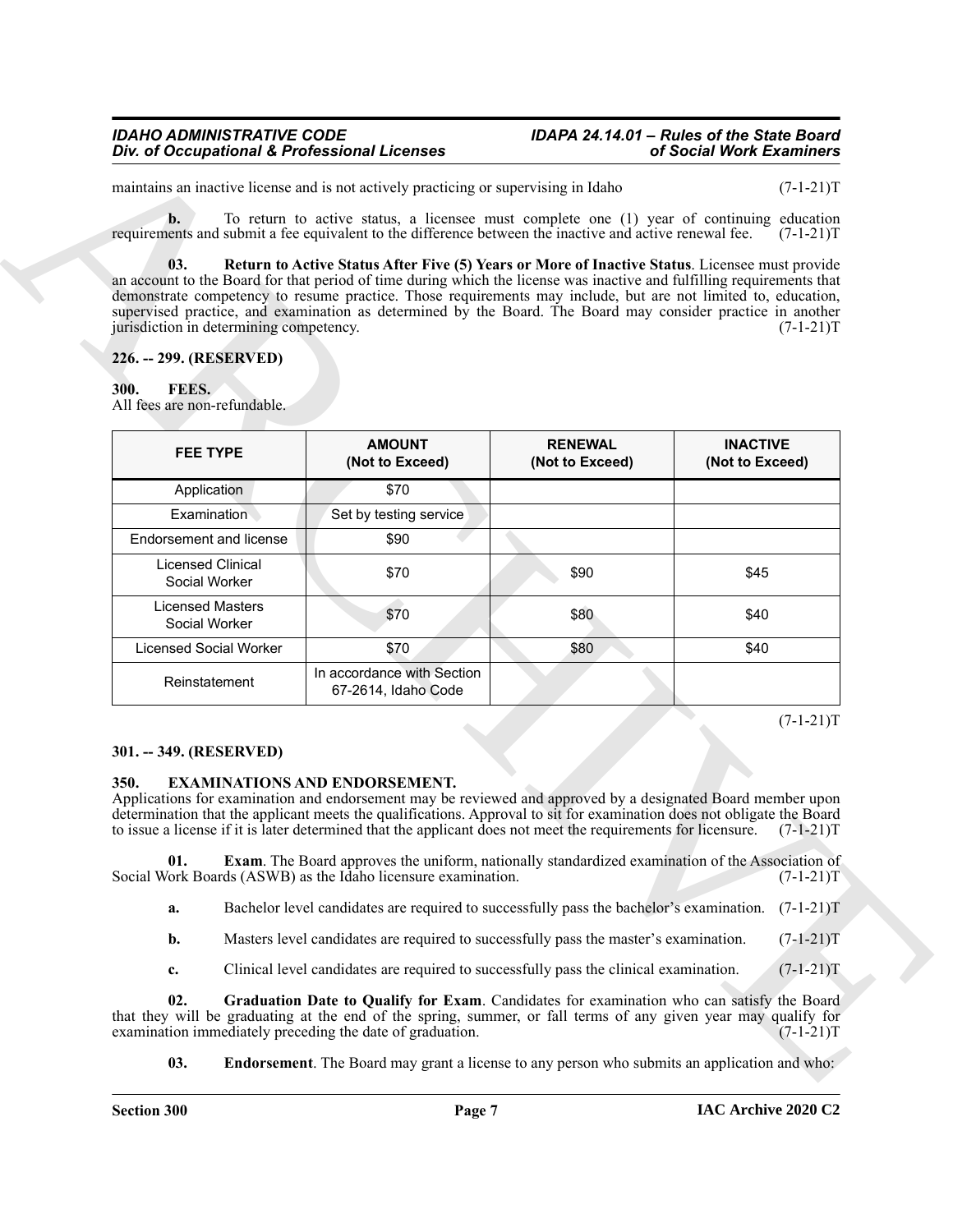maintains an inactive license and is not actively practicing or supervising in Idaho (7-1-21)T

**b.** To return to active status, a licensee must complete one (1) year of continuing education requirements and submit a fee equivalent to the difference between the inactive and active renewal fee. (7-1-21)T

**03. Return to Active Status After Five (5) Years or More of Inactive Status**. Licensee must provide an account to the Board for that period of time during which the license was inactive and fulfilling requirements that demonstrate competency to resume practice. Those requirements may include, but are not limited to, education, supervised practice, and examination as determined by the Board. The Board may consider practice in another jurisdiction in determining competency. (7-1-21)T

## 226. -- 299. (RESERVED)

## 300. FEES.

All fees are non-refundable.

| FEE TYPE | AMOUNT (Not to Exceed) | RENEWAL (Not to Exceed) | INACTIVE (Not to Exceed) |
|---|---|---|---|
| Application | $70 | | |
| Examination | Set by testing service | | |
| Endorsement and license | $90 | | |
| Licensed Clinical Social Worker | $70 | $90 | $45 |
| Licensed Masters Social Worker | $70 | $80 | $40 |
| Licensed Social Worker | $70 | $80 | $40 |
| Reinstatement | In accordance with Section 67-2614, Idaho Code | | |

(7-1-21)T

## 301. -- 349. (RESERVED)

## 350. EXAMINATIONS AND ENDORSEMENT.

Applications for examination and endorsement may be reviewed and approved by a designated Board member upon determination that the applicant meets the qualifications. Approval to sit for examination does not obligate the Board to issue a license if it is later determined that the applicant does not meet the requirements for licensure. (7-1-21)T

**01. Exam**. The Board approves the uniform, nationally standardized examination of the Association of Social Work Boards (ASWB) as the Idaho licensure examination. (7-1-21)T

**a.** Bachelor level candidates are required to successfully pass the bachelor's examination. (7-1-21)T

**b.** Masters level candidates are required to successfully pass the master's examination. (7-1-21)T

**c.** Clinical level candidates are required to successfully pass the clinical examination. (7-1-21)T

**02. Graduation Date to Qualify for Exam**. Candidates for examination who can satisfy the Board that they will be graduating at the end of the spring, summer, or fall terms of any given year may qualify for examination immediately preceding the date of graduation. (7-1-21)T

**03. Endorsement**. The Board may grant a license to any person who submits an application and who: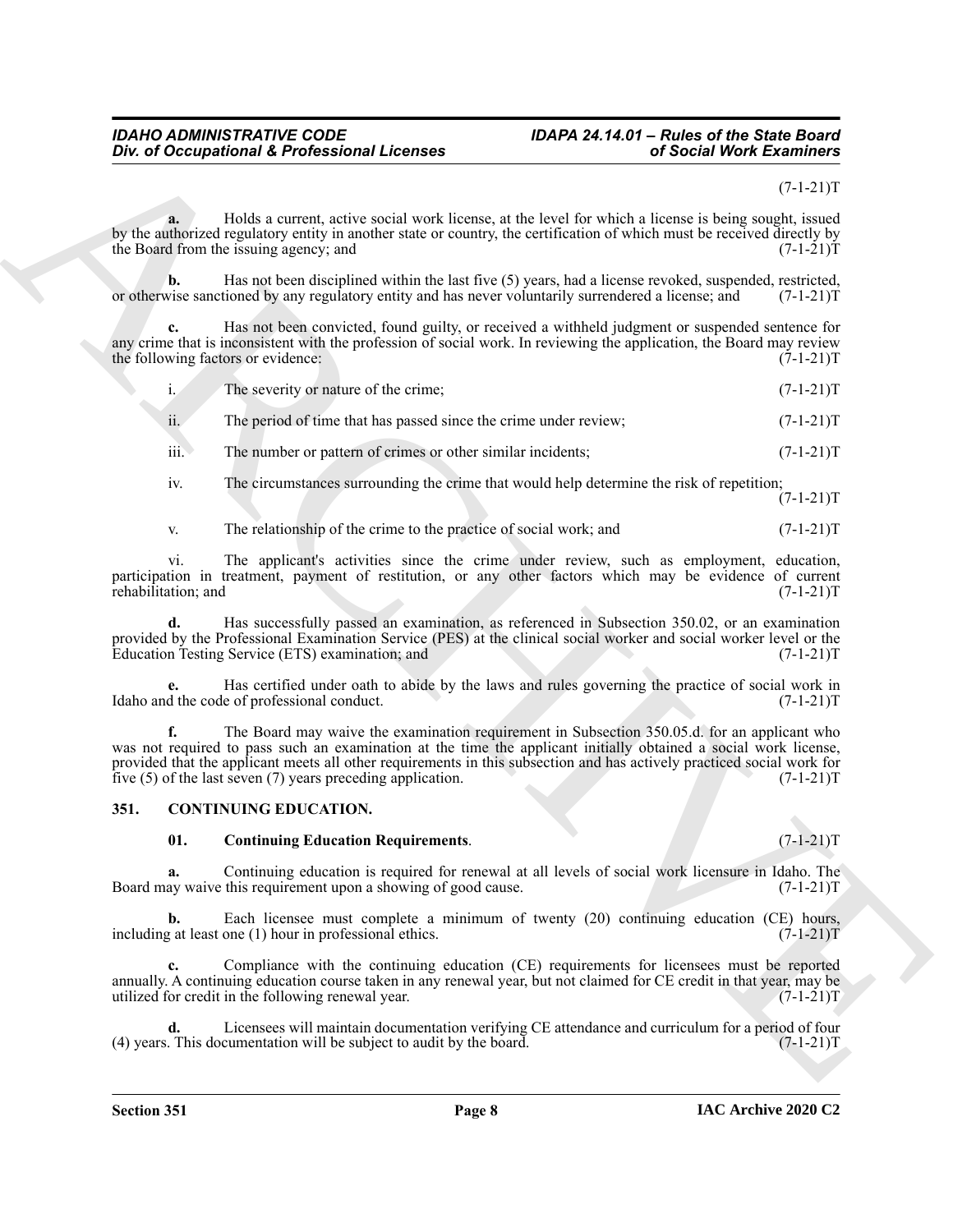(7-1-21)T

**a.** Holds a current, active social work license, at the level for which a license is being sought, issued by the authorized regulatory entity in another state or country, the certification of which must be received directly by the Board from the issuing agency; and (7-1-21)T

**b.** Has not been disciplined within the last five (5) years, had a license revoked, suspended, restricted, or otherwise sanctioned by any regulatory entity and has never voluntarily surrendered a license; and (7-1-21)T

**c.** Has not been convicted, found guilty, or received a withheld judgment or suspended sentence for any crime that is inconsistent with the profession of social work. In reviewing the application, the Board may review the following factors or evidence: (7-1-21)T

i. The severity or nature of the crime; (7-1-21)T

ii. The period of time that has passed since the crime under review; (7-1-21)T

iii. The number or pattern of crimes or other similar incidents; (7-1-21)T

iv. The circumstances surrounding the crime that would help determine the risk of repetition; (7-1-21)T

v. The relationship of the crime to the practice of social work; and (7-1-21)T

vi. The applicant's activities since the crime under review, such as employment, education, participation in treatment, payment of restitution, or any other factors which may be evidence of current rehabilitation; and (7-1-21)T

**d.** Has successfully passed an examination, as referenced in Subsection 350.02, or an examination provided by the Professional Examination Service (PES) at the clinical social worker and social worker level or the Education Testing Service (ETS) examination; and (7-1-21)T

**e.** Has certified under oath to abide by the laws and rules governing the practice of social work in Idaho and the code of professional conduct. (7-1-21)T

**f.** The Board may waive the examination requirement in Subsection 350.05.d. for an applicant who was not required to pass such an examination at the time the applicant initially obtained a social work license, provided that the applicant meets all other requirements in this subsection and has actively practiced social work for five (5) of the last seven (7) years preceding application. (7-1-21)T

### 351. CONTINUING EDUCATION.

**01. Continuing Education Requirements**. (7-1-21)T

**a.** Continuing education is required for renewal at all levels of social work licensure in Idaho. The Board may waive this requirement upon a showing of good cause. (7-1-21)T

**b.** Each licensee must complete a minimum of twenty (20) continuing education (CE) hours, including at least one (1) hour in professional ethics. (7-1-21)T

**c.** Compliance with the continuing education (CE) requirements for licensees must be reported annually. A continuing education course taken in any renewal year, but not claimed for CE credit in that year, may be utilized for credit in the following renewal year. (7-1-21)T

**d.** Licensees will maintain documentation verifying CE attendance and curriculum for a period of four (4) years. This documentation will be subject to audit by the board. (7-1-21)T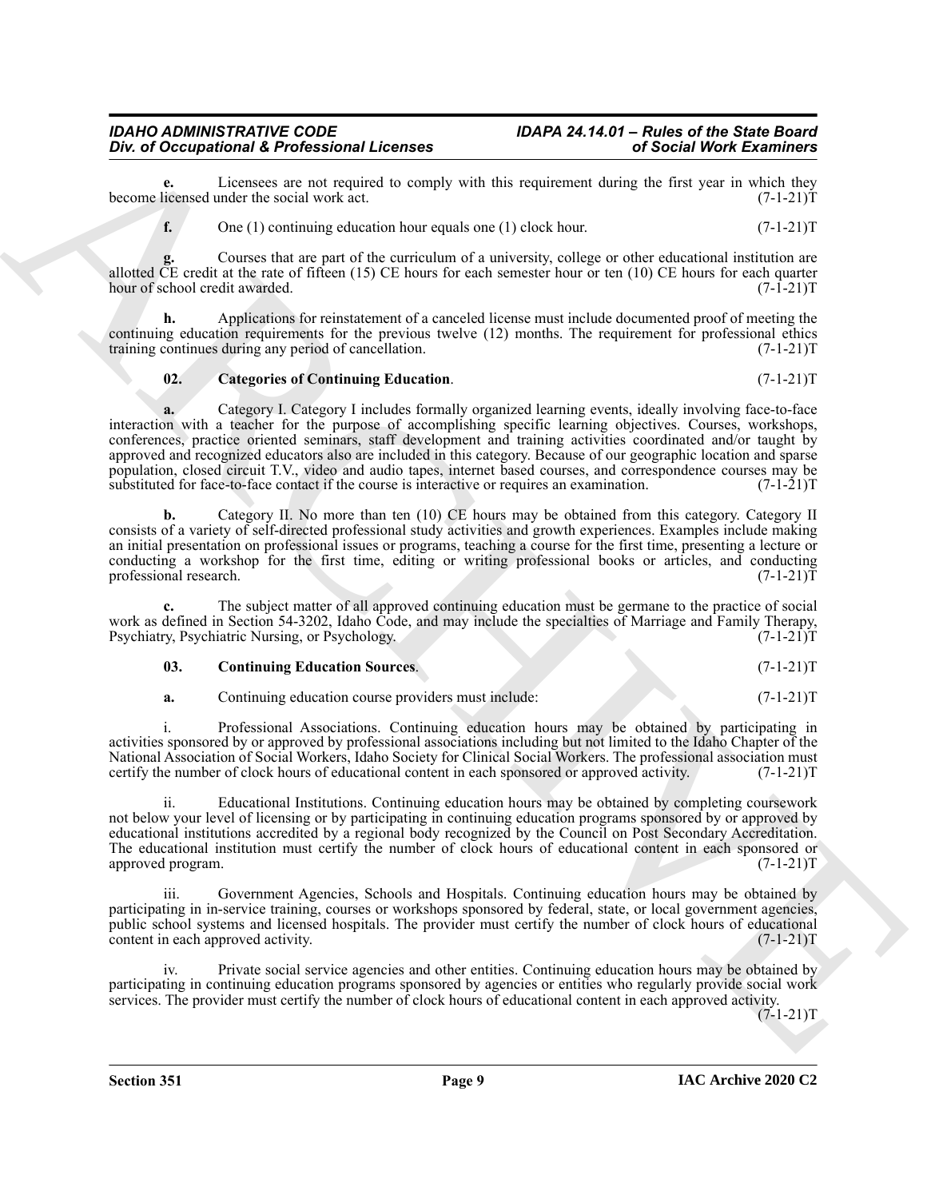**e.** Licensees are not required to comply with this requirement during the first year in which they become licensed under the social work act. (7-1-21)T

**f.** One (1) continuing education hour equals one (1) clock hour. (7-1-21)T

**g.** Courses that are part of the curriculum of a university, college or other educational institution are allotted CE credit at the rate of fifteen (15) CE hours for each semester hour or ten (10) CE hours for each quarter hour of school credit awarded. (7-1-21)T

**h.** Applications for reinstatement of a canceled license must include documented proof of meeting the continuing education requirements for the previous twelve (12) months. The requirement for professional ethics training continues during any period of cancellation. (7-1-21)T

**02. Categories of Continuing Education**. (7-1-21)T

**a.** Category I. Category I includes formally organized learning events, ideally involving face-to-face interaction with a teacher for the purpose of accomplishing specific learning objectives. Courses, workshops, conferences, practice oriented seminars, staff development and training activities coordinated and/or taught by approved and recognized educators also are included in this category. Because of our geographic location and sparse population, closed circuit T.V., video and audio tapes, internet based courses, and correspondence courses may be substituted for face-to-face contact if the course is interactive or requires an examination. (7-1-21)T

**b.** Category II. No more than ten (10) CE hours may be obtained from this category. Category II consists of a variety of self-directed professional study activities and growth experiences. Examples include making an initial presentation on professional issues or programs, teaching a course for the first time, presenting a lecture or conducting a workshop for the first time, editing or writing professional books or articles, and conducting professional research. (7-1-21)T

**c.** The subject matter of all approved continuing education must be germane to the practice of social work as defined in Section 54-3202, Idaho Code, and may include the specialties of Marriage and Family Therapy, Psychiatry, Psychiatric Nursing, or Psychology. (7-1-21)T

**03. Continuing Education Sources**. (7-1-21)T

**a.** Continuing education course providers must include: (7-1-21)T

i. Professional Associations. Continuing education hours may be obtained by participating in activities sponsored by or approved by professional associations including but not limited to the Idaho Chapter of the National Association of Social Workers, Idaho Society for Clinical Social Workers. The professional association must certify the number of clock hours of educational content in each sponsored or approved activity. (7-1-21)T

ii. Educational Institutions. Continuing education hours may be obtained by completing coursework not below your level of licensing or by participating in continuing education programs sponsored by or approved by educational institutions accredited by a regional body recognized by the Council on Post Secondary Accreditation. The educational institution must certify the number of clock hours of educational content in each sponsored or approved program. (7-1-21)T

iii. Government Agencies, Schools and Hospitals. Continuing education hours may be obtained by participating in in-service training, courses or workshops sponsored by federal, state, or local government agencies, public school systems and licensed hospitals. The provider must certify the number of clock hours of educational content in each approved activity. (7-1-21)T

iv. Private social service agencies and other entities. Continuing education hours may be obtained by participating in continuing education programs sponsored by agencies or entities who regularly provide social work services. The provider must certify the number of clock hours of educational content in each approved activity. (7-1-21)T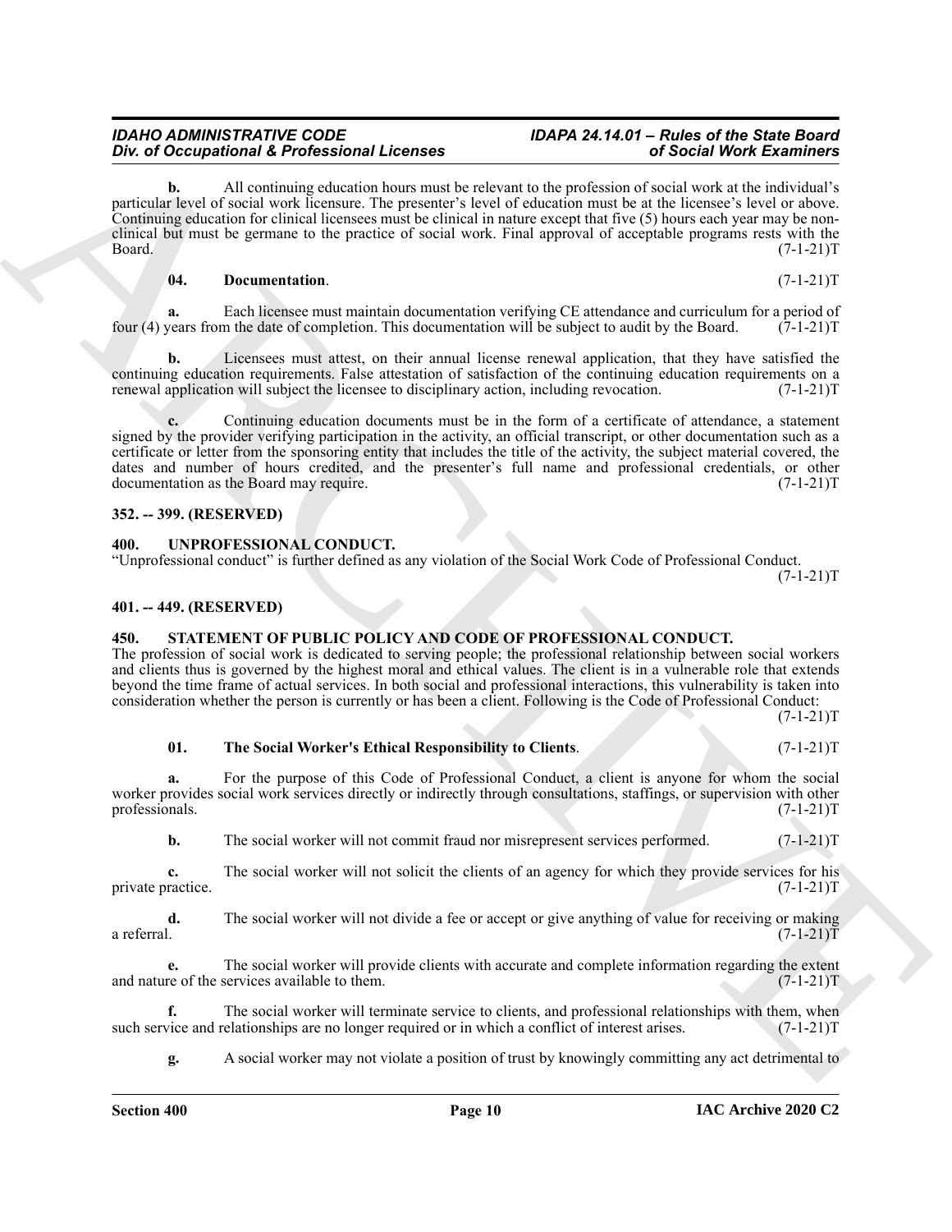**b.** All continuing education hours must be relevant to the profession of social work at the individual's particular level of social work licensure. The presenter's level of education must be at the licensee's level or above. Continuing education for clinical licensees must be clinical in nature except that five (5) hours each year may be non-clinical but must be germane to the practice of social work. Final approval of acceptable programs rests with the Board. (7-1-21)T

**04. Documentation**. (7-1-21)T

**a.** Each licensee must maintain documentation verifying CE attendance and curriculum for a period of four (4) years from the date of completion. This documentation will be subject to audit by the Board. (7-1-21)T

**b.** Licensees must attest, on their annual license renewal application, that they have satisfied the continuing education requirements. False attestation of satisfaction of the continuing education requirements on a renewal application will subject the licensee to disciplinary action, including revocation. (7-1-21)T

**c.** Continuing education documents must be in the form of a certificate of attendance, a statement signed by the provider verifying participation in the activity, an official transcript, or other documentation such as a certificate or letter from the sponsoring entity that includes the title of the activity, the subject material covered, the dates and number of hours credited, and the presenter's full name and professional credentials, or other documentation as the Board may require. (7-1-21)T

### 352. -- 399. (RESERVED)

### 400. UNPROFESSIONAL CONDUCT.

"Unprofessional conduct" is further defined as any violation of the Social Work Code of Professional Conduct. (7-1-21)T

### 401. -- 449. (RESERVED)

### 450. STATEMENT OF PUBLIC POLICY AND CODE OF PROFESSIONAL CONDUCT.

The profession of social work is dedicated to serving people; the professional relationship between social workers and clients thus is governed by the highest moral and ethical values. The client is in a vulnerable role that extends beyond the time frame of actual services. In both social and professional interactions, this vulnerability is taken into consideration whether the person is currently or has been a client. Following is the Code of Professional Conduct: (7-1-21)T

**01. The Social Worker's Ethical Responsibility to Clients**. (7-1-21)T

**a.** For the purpose of this Code of Professional Conduct, a client is anyone for whom the social worker provides social work services directly or indirectly through consultations, staffings, or supervision with other professionals. (7-1-21)T

**b.** The social worker will not commit fraud nor misrepresent services performed. (7-1-21)T

**c.** The social worker will not solicit the clients of an agency for which they provide services for his private practice. (7-1-21)T

**d.** The social worker will not divide a fee or accept or give anything of value for receiving or making a referral. (7-1-21)T

**e.** The social worker will provide clients with accurate and complete information regarding the extent and nature of the services available to them. (7-1-21)T

**f.** The social worker will terminate service to clients, and professional relationships with them, when such service and relationships are no longer required or in which a conflict of interest arises. (7-1-21)T

**g.** A social worker may not violate a position of trust by knowingly committing any act detrimental to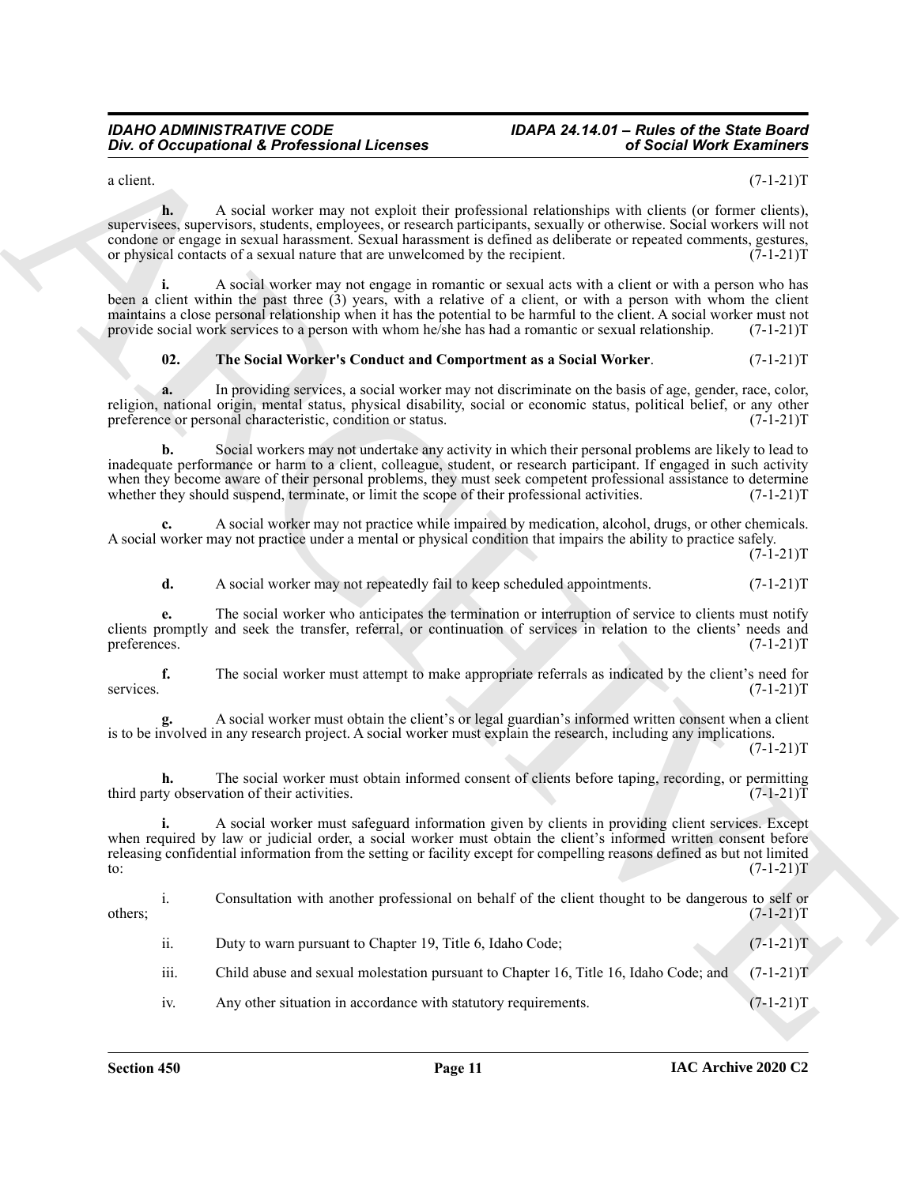a client. (7-1-21)T

**h.** A social worker may not exploit their professional relationships with clients (or former clients), supervisees, supervisors, students, employees, or research participants, sexually or otherwise. Social workers will not condone or engage in sexual harassment. Sexual harassment is defined as deliberate or repeated comments, gestures, or physical contacts of a sexual nature that are unwelcomed by the recipient. (7-1-21)T

**i.** A social worker may not engage in romantic or sexual acts with a client or with a person who has been a client within the past three (3) years, with a relative of a client, or with a person with whom the client maintains a close personal relationship when it has the potential to be harmful to the client. A social worker must not provide social work services to a person with whom he/she has had a romantic or sexual relationship. (7-1-21)T

**02. The Social Worker's Conduct and Comportment as a Social Worker**. (7-1-21)T

**a.** In providing services, a social worker may not discriminate on the basis of age, gender, race, color, religion, national origin, mental status, physical disability, social or economic status, political belief, or any other preference or personal characteristic, condition or status. (7-1-21)T

**b.** Social workers may not undertake any activity in which their personal problems are likely to lead to inadequate performance or harm to a client, colleague, student, or research participant. If engaged in such activity when they become aware of their personal problems, they must seek competent professional assistance to determine whether they should suspend, terminate, or limit the scope of their professional activities. (7-1-21)T

**c.** A social worker may not practice while impaired by medication, alcohol, drugs, or other chemicals. A social worker may not practice under a mental or physical condition that impairs the ability to practice safely. (7-1-21)T

**d.** A social worker may not repeatedly fail to keep scheduled appointments. (7-1-21)T

**e.** The social worker who anticipates the termination or interruption of service to clients must notify clients promptly and seek the transfer, referral, or continuation of services in relation to the clients' needs and preferences. (7-1-21)T

**f.** The social worker must attempt to make appropriate referrals as indicated by the client's need for services. (7-1-21)T

**g.** A social worker must obtain the client's or legal guardian's informed written consent when a client is to be involved in any research project. A social worker must explain the research, including any implications. (7-1-21)T

**h.** The social worker must obtain informed consent of clients before taping, recording, or permitting third party observation of their activities. (7-1-21)T

**i.** A social worker must safeguard information given by clients in providing client services. Except when required by law or judicial order, a social worker must obtain the client's informed written consent before releasing confidential information from the setting or facility except for compelling reasons defined as but not limited to: (7-1-21)T

i. Consultation with another professional on behalf of the client thought to be dangerous to self or others; (7-1-21)T

ii. Duty to warn pursuant to Chapter 19, Title 6, Idaho Code; (7-1-21)T

iii. Child abuse and sexual molestation pursuant to Chapter 16, Title 16, Idaho Code; and (7-1-21)T

iv. Any other situation in accordance with statutory requirements. (7-1-21)T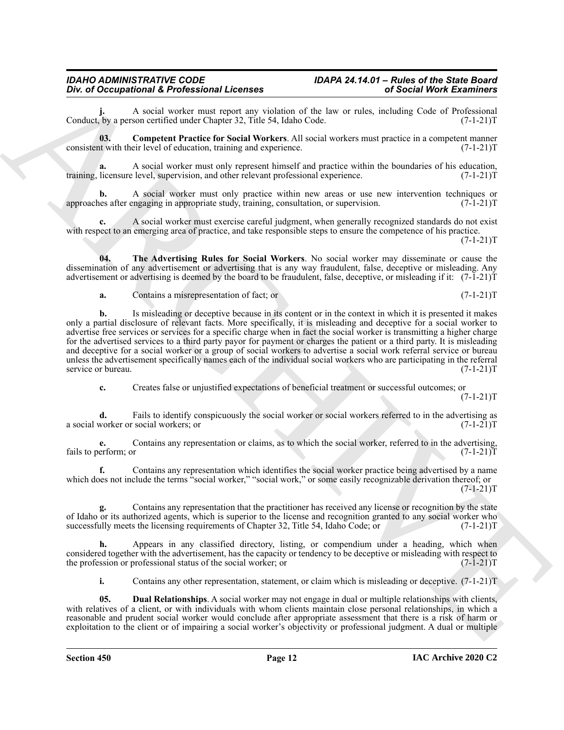**j.** A social worker must report any violation of the law or rules, including Code of Professional Conduct, by a person certified under Chapter 32, Title 54, Idaho Code. (7-1-21)T

**03. Competent Practice for Social Workers**. All social workers must practice in a competent manner consistent with their level of education, training and experience. (7-1-21)T

**a.** A social worker must only represent himself and practice within the boundaries of his education, training, licensure level, supervision, and other relevant professional experience. (7-1-21)T

**b.** A social worker must only practice within new areas or use new intervention techniques or approaches after engaging in appropriate study, training, consultation, or supervision. (7-1-21)T

**c.** A social worker must exercise careful judgment, when generally recognized standards do not exist with respect to an emerging area of practice, and take responsible steps to ensure the competence of his practice. (7-1-21)T

**04. The Advertising Rules for Social Workers**. No social worker may disseminate or cause the dissemination of any advertisement or advertising that is any way fraudulent, false, deceptive or misleading. Any advertisement or advertising is deemed by the board to be fraudulent, false, deceptive, or misleading if it: (7-1-21)T

**a.** Contains a misrepresentation of fact; or (7-1-21)T

**b.** Is misleading or deceptive because in its content or in the context in which it is presented it makes only a partial disclosure of relevant facts. More specifically, it is misleading and deceptive for a social worker to advertise free services or services for a specific charge when in fact the social worker is transmitting a higher charge for the advertised services to a third party payor for payment or charges the patient or a third party. It is misleading and deceptive for a social worker or a group of social workers to advertise a social work referral service or bureau unless the advertisement specifically names each of the individual social workers who are participating in the referral service or bureau. (7-1-21)T

**c.** Creates false or unjustified expectations of beneficial treatment or successful outcomes; or (7-1-21)T

**d.** Fails to identify conspicuously the social worker or social workers referred to in the advertising as a social worker or social workers; or (7-1-21)T

**e.** Contains any representation or claims, as to which the social worker, referred to in the advertising, fails to perform; or (7-1-21)T

**f.** Contains any representation which identifies the social worker practice being advertised by a name which does not include the terms "social worker," "social work," or some easily recognizable derivation thereof; or (7-1-21)T

**g.** Contains any representation that the practitioner has received any license or recognition by the state of Idaho or its authorized agents, which is superior to the license and recognition granted to any social worker who successfully meets the licensing requirements of Chapter 32, Title 54, Idaho Code; or (7-1-21)T

**h.** Appears in any classified directory, listing, or compendium under a heading, which when considered together with the advertisement, has the capacity or tendency to be deceptive or misleading with respect to the profession or professional status of the social worker; or (7-1-21)T

**i.** Contains any other representation, statement, or claim which is misleading or deceptive. (7-1-21)T

**05. Dual Relationships**. A social worker may not engage in dual or multiple relationships with clients, with relatives of a client, or with individuals with whom clients maintain close personal relationships, in which a reasonable and prudent social worker would conclude after appropriate assessment that there is a risk of harm or exploitation to the client or of impairing a social worker's objectivity or professional judgment. A dual or multiple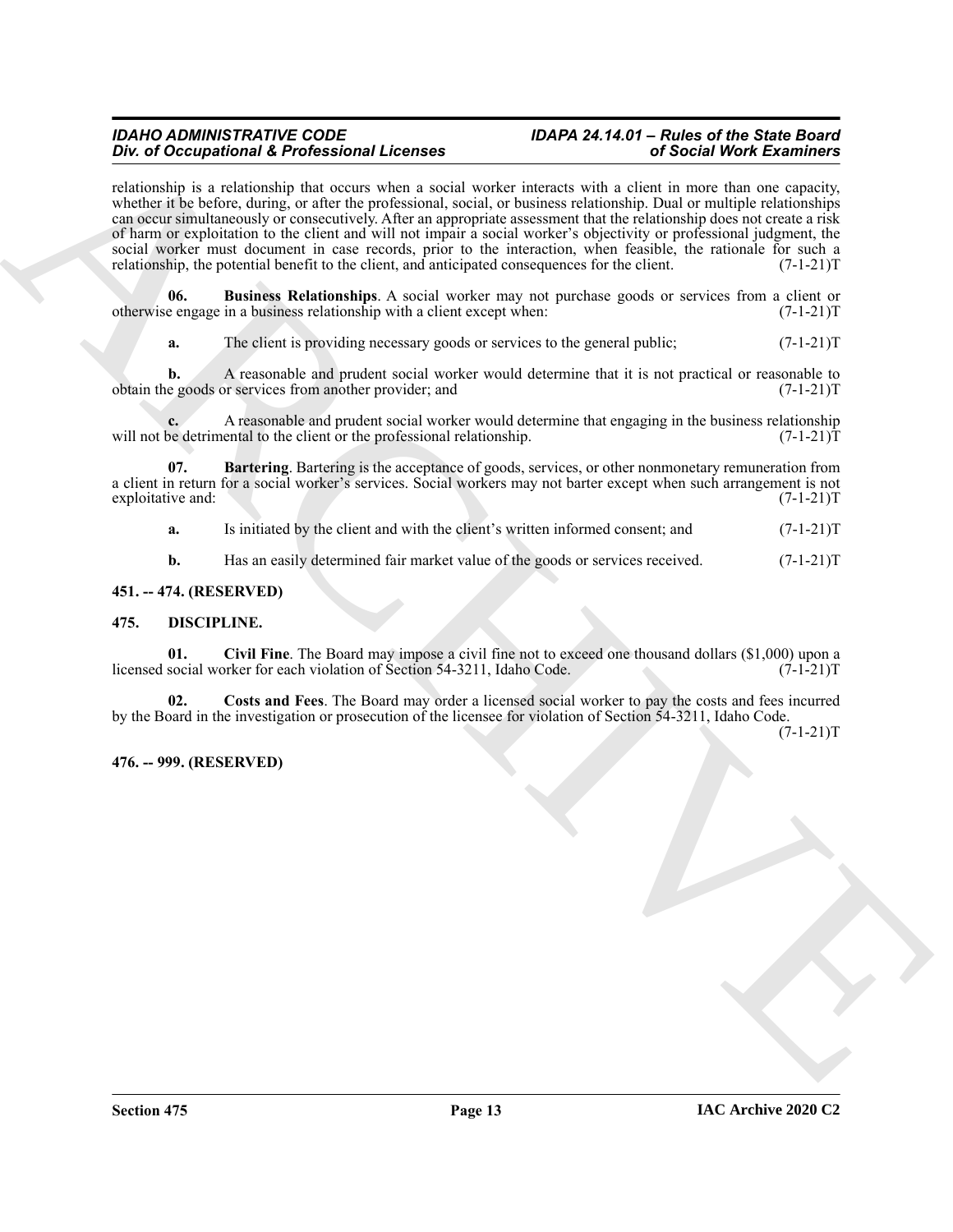relationship is a relationship that occurs when a social worker interacts with a client in more than one capacity, whether it be before, during, or after the professional, social, or business relationship. Dual or multiple relationships can occur simultaneously or consecutively. After an appropriate assessment that the relationship does not create a risk of harm or exploitation to the client and will not impair a social worker's objectivity or professional judgment, the social worker must document in case records, prior to the interaction, when feasible, the rationale for such a relationship, the potential benefit to the client, and anticipated consequences for the client. (7-1-21)T

**06. Business Relationships**. A social worker may not purchase goods or services from a client or otherwise engage in a business relationship with a client except when: (7-1-21)T

**a.** The client is providing necessary goods or services to the general public; (7-1-21)T

**b.** A reasonable and prudent social worker would determine that it is not practical or reasonable to obtain the goods or services from another provider; and (7-1-21)T

**c.** A reasonable and prudent social worker would determine that engaging in the business relationship will not be detrimental to the client or the professional relationship. (7-1-21)T

**07. Bartering**. Bartering is the acceptance of goods, services, or other nonmonetary remuneration from a client in return for a social worker's services. Social workers may not barter except when such arrangement is not exploitative and: (7-1-21)T

**a.** Is initiated by the client and with the client's written informed consent; and (7-1-21)T

**b.** Has an easily determined fair market value of the goods or services received. (7-1-21)T

**451. -- 474. (RESERVED)**

**475. DISCIPLINE.**

**01. Civil Fine**. The Board may impose a civil fine not to exceed one thousand dollars ($1,000) upon a licensed social worker for each violation of Section 54-3211, Idaho Code. (7-1-21)T

**02. Costs and Fees**. The Board may order a licensed social worker to pay the costs and fees incurred by the Board in the investigation or prosecution of the licensee for violation of Section 54-3211, Idaho Code. (7-1-21)T

**476. -- 999. (RESERVED)**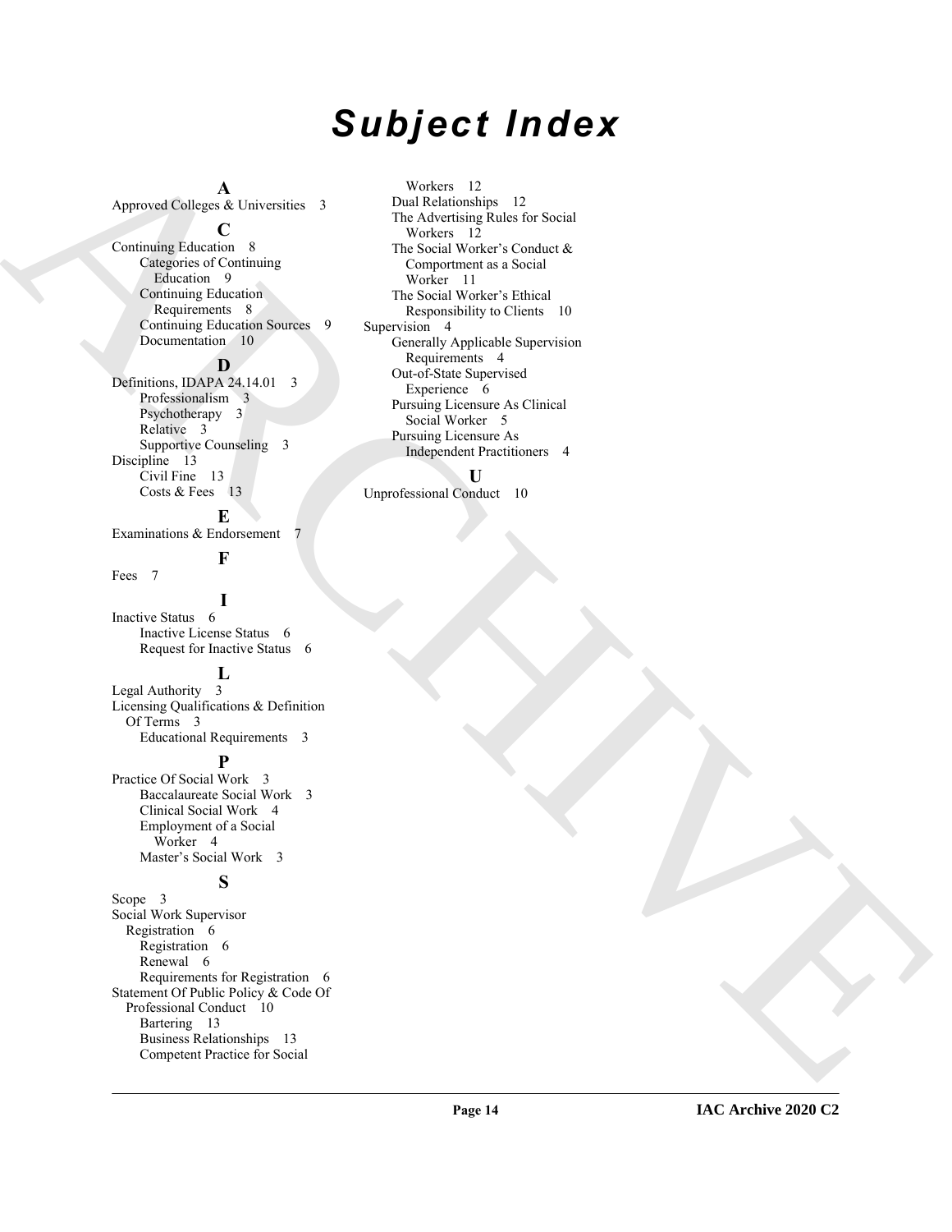# Subject Index

**A**

Approved Colleges & Universities 3

**C**

Continuing Education 8
- Categories of Continuing Education 9
- Continuing Education Requirements 8
- Continuing Education Sources 9
- Documentation 10

**D**

Definitions, IDAPA 24.14.01 3
- Professionalism 3
- Psychotherapy 3
- Relative 3
- Supportive Counseling 3

Discipline 13
- Civil Fine 13
- Costs & Fees 13

**E**

Examinations & Endorsement 7

**F**

Fees 7

**I**

Inactive Status 6
- Inactive License Status 6
- Request for Inactive Status 6

**L**

Legal Authority 3

Licensing Qualifications & Definition Of Terms 3
- Educational Requirements 3

**P**

Practice Of Social Work 3
- Baccalaureate Social Work 3
- Clinical Social Work 4
- Employment of a Social Worker 4
- Master's Social Work 3

**S**

Scope 3

Social Work Supervisor Registration 6
- Registration 6
- Renewal 6
- Requirements for Registration 6

Statement Of Public Policy & Code Of Professional Conduct 10
- Bartering 13
- Business Relationships 13
- Competent Practice for Social Workers 12
- Dual Relationships 12
- The Advertising Rules for Social Workers 12
- The Social Worker's Conduct & Comportment as a Social Worker 11
- The Social Worker's Ethical Responsibility to Clients 10

Supervision 4
- Generally Applicable Supervision Requirements 4
- Out-of-State Supervised Experience 6
- Pursuing Licensure As Clinical Social Worker 5
- Pursuing Licensure As Independent Practitioners 4

**U**

Unprofessional Conduct 10